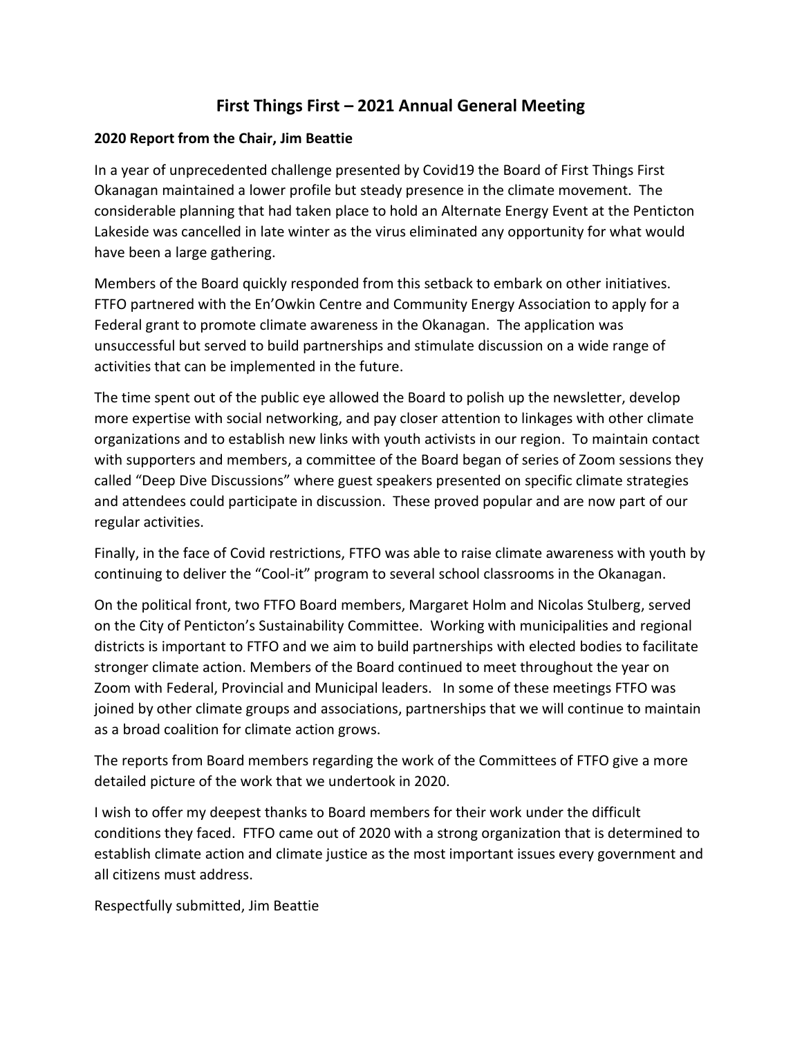# First Things First – 2021 Annual General Meeting

## 2020 Report from the Chair, Jim Beattie

In a year of unprecedented challenge presented by Covid19 the Board of First Things First Okanagan maintained a lower profile but steady presence in the climate movement. The considerable planning that had taken place to hold an Alternate Energy Event at the Penticton Lakeside was cancelled in late winter as the virus eliminated any opportunity for what would have been a large gathering.

Members of the Board quickly responded from this setback to embark on other initiatives. FTFO partnered with the En'Owkin Centre and Community Energy Association to apply for a Federal grant to promote climate awareness in the Okanagan. The application was unsuccessful but served to build partnerships and stimulate discussion on a wide range of activities that can be implemented in the future.

The time spent out of the public eye allowed the Board to polish up the newsletter, develop more expertise with social networking, and pay closer attention to linkages with other climate organizations and to establish new links with youth activists in our region. To maintain contact with supporters and members, a committee of the Board began of series of Zoom sessions they called "Deep Dive Discussions" where guest speakers presented on specific climate strategies and attendees could participate in discussion. These proved popular and are now part of our regular activities.

Finally, in the face of Covid restrictions, FTFO was able to raise climate awareness with youth by continuing to deliver the "Cool-it" program to several school classrooms in the Okanagan.

On the political front, two FTFO Board members, Margaret Holm and Nicolas Stulberg, served on the City of Penticton's Sustainability Committee. Working with municipalities and regional districts is important to FTFO and we aim to build partnerships with elected bodies to facilitate stronger climate action. Members of the Board continued to meet throughout the year on Zoom with Federal, Provincial and Municipal leaders. In some of these meetings FTFO was joined by other climate groups and associations, partnerships that we will continue to maintain as a broad coalition for climate action grows.

The reports from Board members regarding the work of the Committees of FTFO give a more detailed picture of the work that we undertook in 2020.

I wish to offer my deepest thanks to Board members for their work under the difficult conditions they faced. FTFO came out of 2020 with a strong organization that is determined to establish climate action and climate justice as the most important issues every government and all citizens must address.

Respectfully submitted, Jim Beattie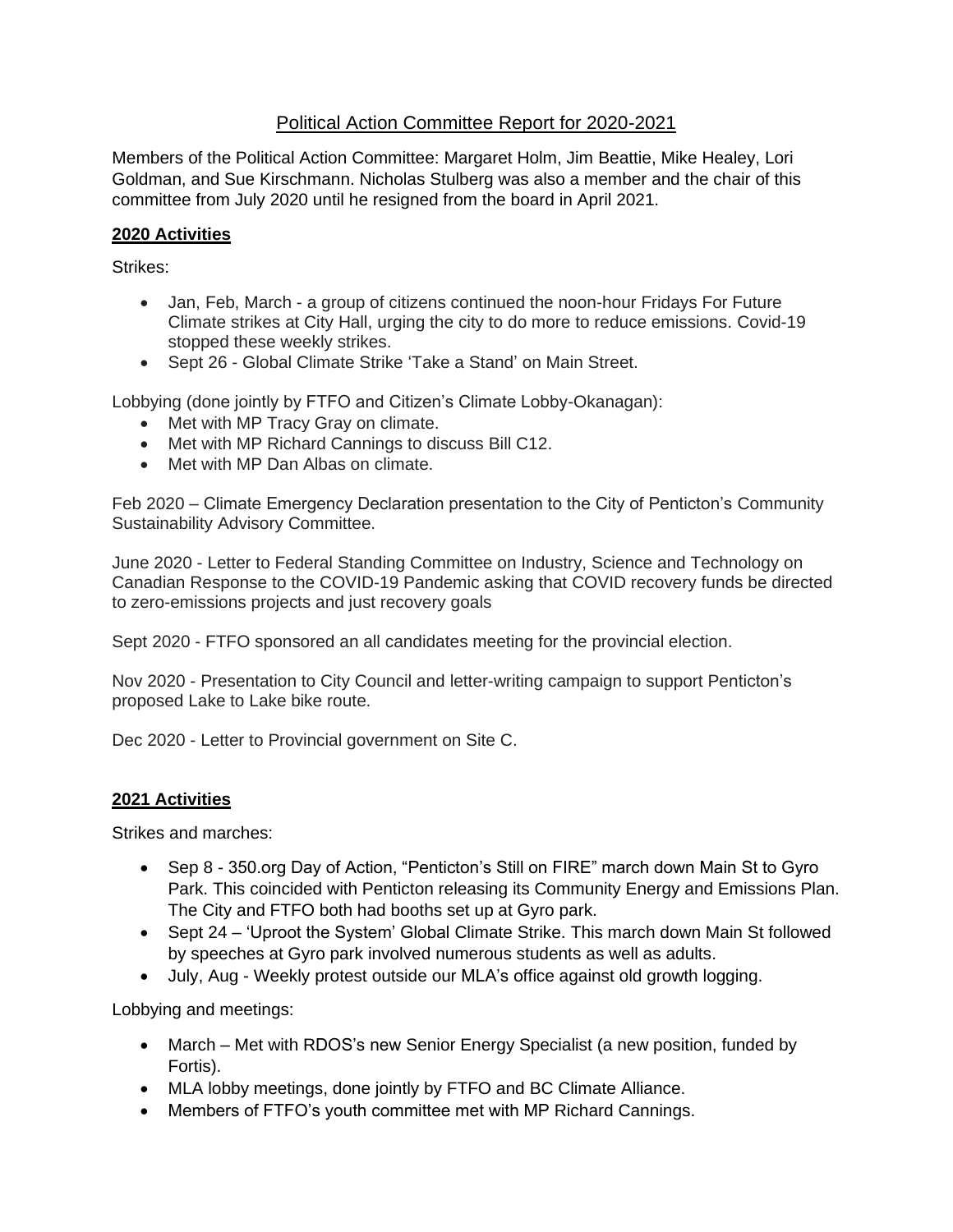# Political Action Committee Report for 2020-2021

Members of the Political Action Committee: Margaret Holm, Jim Beattie, Mike Healey, Lori Goldman, and Sue Kirschmann. Nicholas Stulberg was also a member and the chair of this committee from July 2020 until he resigned from the board in April 2021.

## 2020 Activities

Strikes:

- Jan, Feb, March - a group of citizens continued the noon-hour Fridays For Future Climate strikes at City Hall, urging the city to do more to reduce emissions. Covid-19 stopped these weekly strikes.
- Sept 26 - Global Climate Strike 'Take a Stand' on Main Street.

Lobbying (done jointly by FTFO and Citizen's Climate Lobby-Okanagan):

- Met with MP Tracy Gray on climate.
- Met with MP Richard Cannings to discuss Bill C12.
- Met with MP Dan Albas on climate.

Feb 2020 – Climate Emergency Declaration presentation to the City of Penticton's Community Sustainability Advisory Committee.

June 2020 - Letter to Federal Standing Committee on Industry, Science and Technology on Canadian Response to the COVID-19 Pandemic asking that COVID recovery funds be directed to zero-emissions projects and just recovery goals

Sept 2020 - FTFO sponsored an all candidates meeting for the provincial election.

Nov 2020 - Presentation to City Council and letter-writing campaign to support Penticton's proposed Lake to Lake bike route.

Dec 2020 - Letter to Provincial government on Site C.

## 2021 Activities

Strikes and marches:

- Sep 8 - 350.org Day of Action, "Penticton's Still on FIRE" march down Main St to Gyro Park. This coincided with Penticton releasing its Community Energy and Emissions Plan. The City and FTFO both had booths set up at Gyro park.
- Sept 24 – 'Uproot the System' Global Climate Strike. This march down Main St followed by speeches at Gyro park involved numerous students as well as adults.
- July, Aug - Weekly protest outside our MLA's office against old growth logging.

Lobbying and meetings:

- March – Met with RDOS's new Senior Energy Specialist (a new position, funded by Fortis).
- MLA lobby meetings, done jointly by FTFO and BC Climate Alliance.
- Members of FTFO's youth committee met with MP Richard Cannings.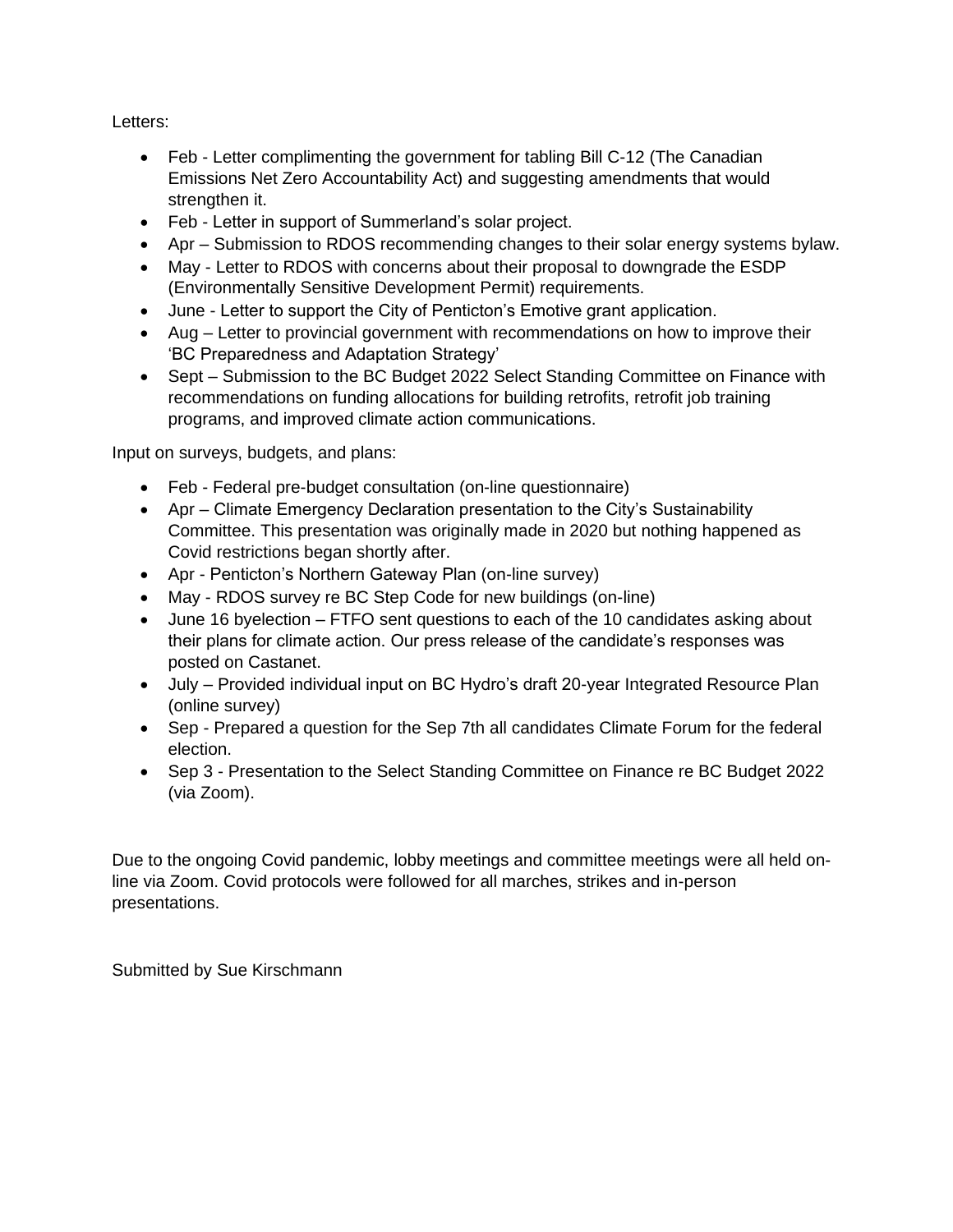Letters:

- Feb - Letter complimenting the government for tabling Bill C-12 (The Canadian Emissions Net Zero Accountability Act) and suggesting amendments that would strengthen it.
- Feb - Letter in support of Summerland's solar project.
- Apr – Submission to RDOS recommending changes to their solar energy systems bylaw.
- May - Letter to RDOS with concerns about their proposal to downgrade the ESDP (Environmentally Sensitive Development Permit) requirements.
- June - Letter to support the City of Penticton's Emotive grant application.
- Aug – Letter to provincial government with recommendations on how to improve their 'BC Preparedness and Adaptation Strategy'
- Sept – Submission to the BC Budget 2022 Select Standing Committee on Finance with recommendations on funding allocations for building retrofits, retrofit job training programs, and improved climate action communications.

Input on surveys, budgets, and plans:

- Feb - Federal pre-budget consultation (on-line questionnaire)
- Apr – Climate Emergency Declaration presentation to the City's Sustainability Committee. This presentation was originally made in 2020 but nothing happened as Covid restrictions began shortly after.
- Apr - Penticton's Northern Gateway Plan (on-line survey)
- May - RDOS survey re BC Step Code for new buildings (on-line)
- June 16 byelection – FTFO sent questions to each of the 10 candidates asking about their plans for climate action. Our press release of the candidate's responses was posted on Castanet.
- July – Provided individual input on BC Hydro's draft 20-year Integrated Resource Plan (online survey)
- Sep - Prepared a question for the Sep 7th all candidates Climate Forum for the federal election.
- Sep 3 - Presentation to the Select Standing Committee on Finance re BC Budget 2022 (via Zoom).

Due to the ongoing Covid pandemic, lobby meetings and committee meetings were all held on-line via Zoom. Covid protocols were followed for all marches, strikes and in-person presentations.

Submitted by Sue Kirschmann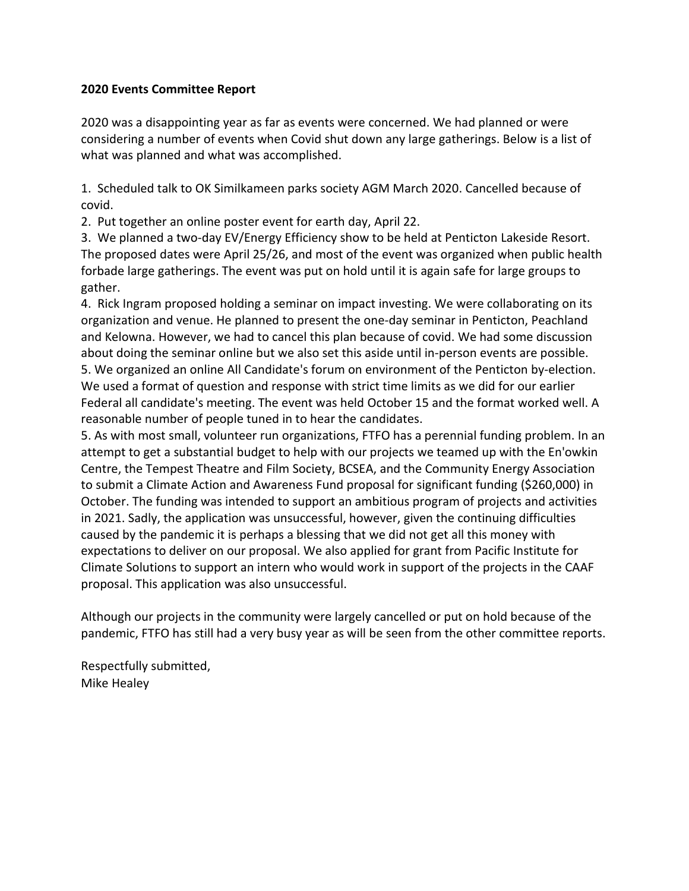**2020 Events Committee Report**

2020 was a disappointing year as far as events were concerned. We had planned or were considering a number of events when Covid shut down any large gatherings. Below is a list of what was planned and what was accomplished.

1. Scheduled talk to OK Similkameen parks society AGM March 2020. Cancelled because of covid.
2. Put together an online poster event for earth day, April 22.
3. We planned a two-day EV/Energy Efficiency show to be held at Penticton Lakeside Resort. The proposed dates were April 25/26, and most of the event was organized when public health forbade large gatherings. The event was put on hold until it is again safe for large groups to gather.
4. Rick Ingram proposed holding a seminar on impact investing. We were collaborating on its organization and venue. He planned to present the one-day seminar in Penticton, Peachland and Kelowna. However, we had to cancel this plan because of covid. We had some discussion about doing the seminar online but we also set this aside until in-person events are possible.
5. We organized an online All Candidate's forum on environment of the Penticton by-election. We used a format of question and response with strict time limits as we did for our earlier Federal all candidate's meeting. The event was held October 15 and the format worked well. A reasonable number of people tuned in to hear the candidates.
5. As with most small, volunteer run organizations, FTFO has a perennial funding problem. In an attempt to get a substantial budget to help with our projects we teamed up with the En'owkin Centre, the Tempest Theatre and Film Society, BCSEA, and the Community Energy Association to submit a Climate Action and Awareness Fund proposal for significant funding ($260,000) in October. The funding was intended to support an ambitious program of projects and activities in 2021. Sadly, the application was unsuccessful, however, given the continuing difficulties caused by the pandemic it is perhaps a blessing that we did not get all this money with expectations to deliver on our proposal. We also applied for grant from Pacific Institute for Climate Solutions to support an intern who would work in support of the projects in the CAAF proposal. This application was also unsuccessful.

Although our projects in the community were largely cancelled or put on hold because of the pandemic, FTFO has still had a very busy year as will be seen from the other committee reports.

Respectfully submitted,
Mike Healey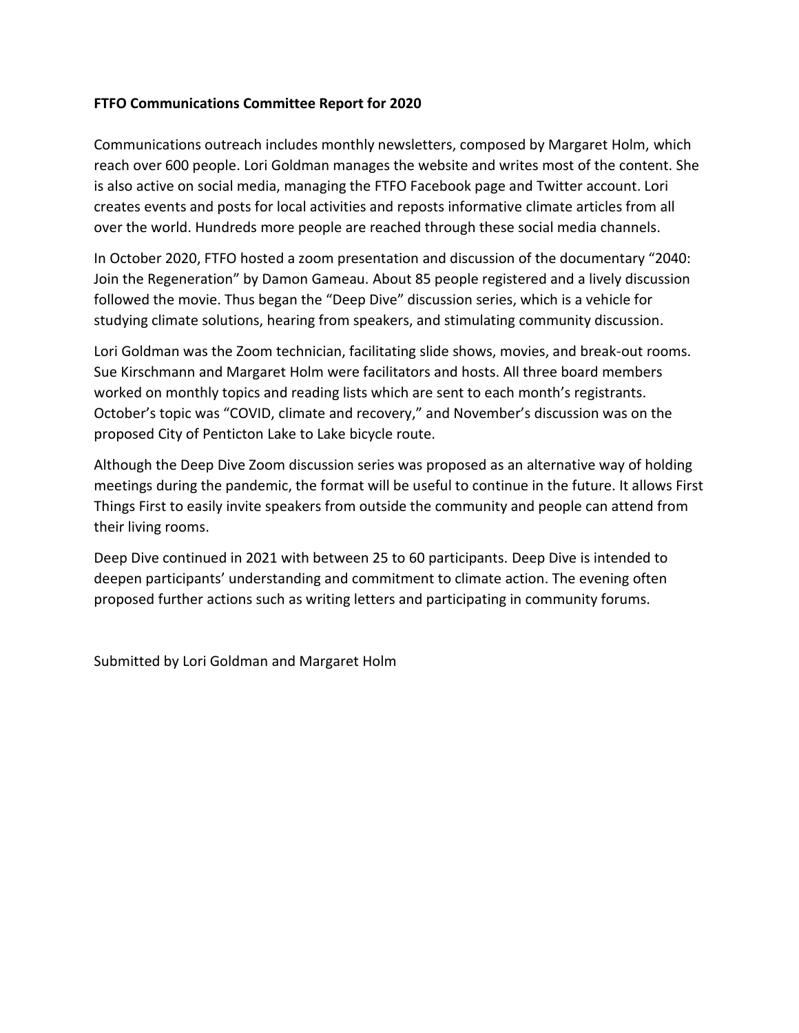**FTFO Communications Committee Report for 2020**

Communications outreach includes monthly newsletters, composed by Margaret Holm, which reach over 600 people. Lori Goldman manages the website and writes most of the content. She is also active on social media, managing the FTFO Facebook page and Twitter account. Lori creates events and posts for local activities and reposts informative climate articles from all over the world. Hundreds more people are reached through these social media channels.

In October 2020, FTFO hosted a zoom presentation and discussion of the documentary "2040: Join the Regeneration" by Damon Gameau. About 85 people registered and a lively discussion followed the movie. Thus began the "Deep Dive" discussion series, which is a vehicle for studying climate solutions, hearing from speakers, and stimulating community discussion.

Lori Goldman was the Zoom technician, facilitating slide shows, movies, and break-out rooms. Sue Kirschmann and Margaret Holm were facilitators and hosts. All three board members worked on monthly topics and reading lists which are sent to each month's registrants. October's topic was "COVID, climate and recovery," and November's discussion was on the proposed City of Penticton Lake to Lake bicycle route.

Although the Deep Dive Zoom discussion series was proposed as an alternative way of holding meetings during the pandemic, the format will be useful to continue in the future. It allows First Things First to easily invite speakers from outside the community and people can attend from their living rooms.

Deep Dive continued in 2021 with between 25 to 60 participants. Deep Dive is intended to deepen participants' understanding and commitment to climate action. The evening often proposed further actions such as writing letters and participating in community forums.

Submitted by Lori Goldman and Margaret Holm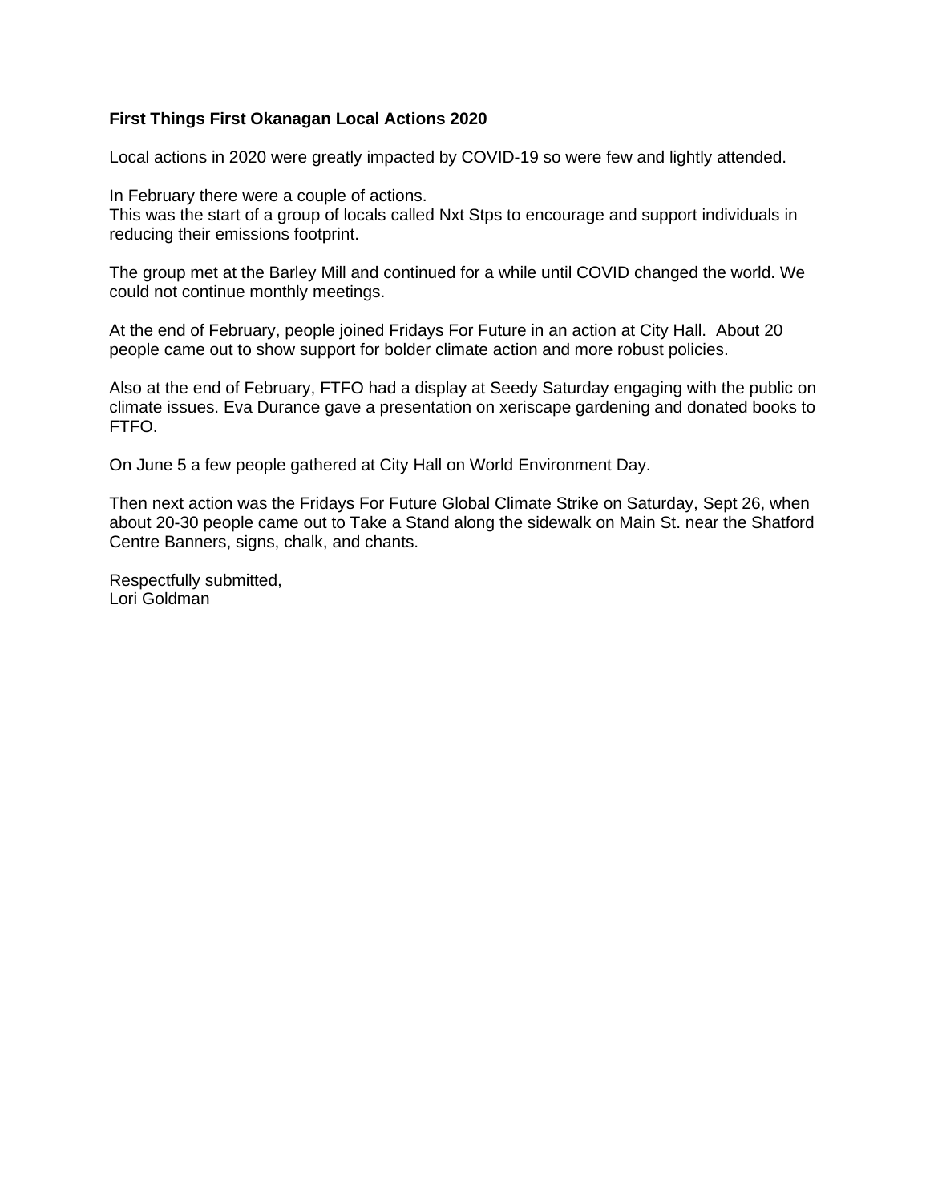**First Things First Okanagan Local Actions 2020**

Local actions in 2020 were greatly impacted by COVID-19 so were few and lightly attended.

In February there were a couple of actions.
This was the start of a group of locals called Nxt Stps to encourage and support individuals in reducing their emissions footprint.

The group met at the Barley Mill and continued for a while until COVID changed the world. We could not continue monthly meetings.

At the end of February, people joined Fridays For Future in an action at City Hall. About 20 people came out to show support for bolder climate action and more robust policies.

Also at the end of February, FTFO had a display at Seedy Saturday engaging with the public on climate issues. Eva Durance gave a presentation on xeriscape gardening and donated books to FTFO.

On June 5 a few people gathered at City Hall on World Environment Day.

Then next action was the Fridays For Future Global Climate Strike on Saturday, Sept 26, when about 20-30 people came out to Take a Stand along the sidewalk on Main St. near the Shatford Centre Banners, signs, chalk, and chants.

Respectfully submitted,
Lori Goldman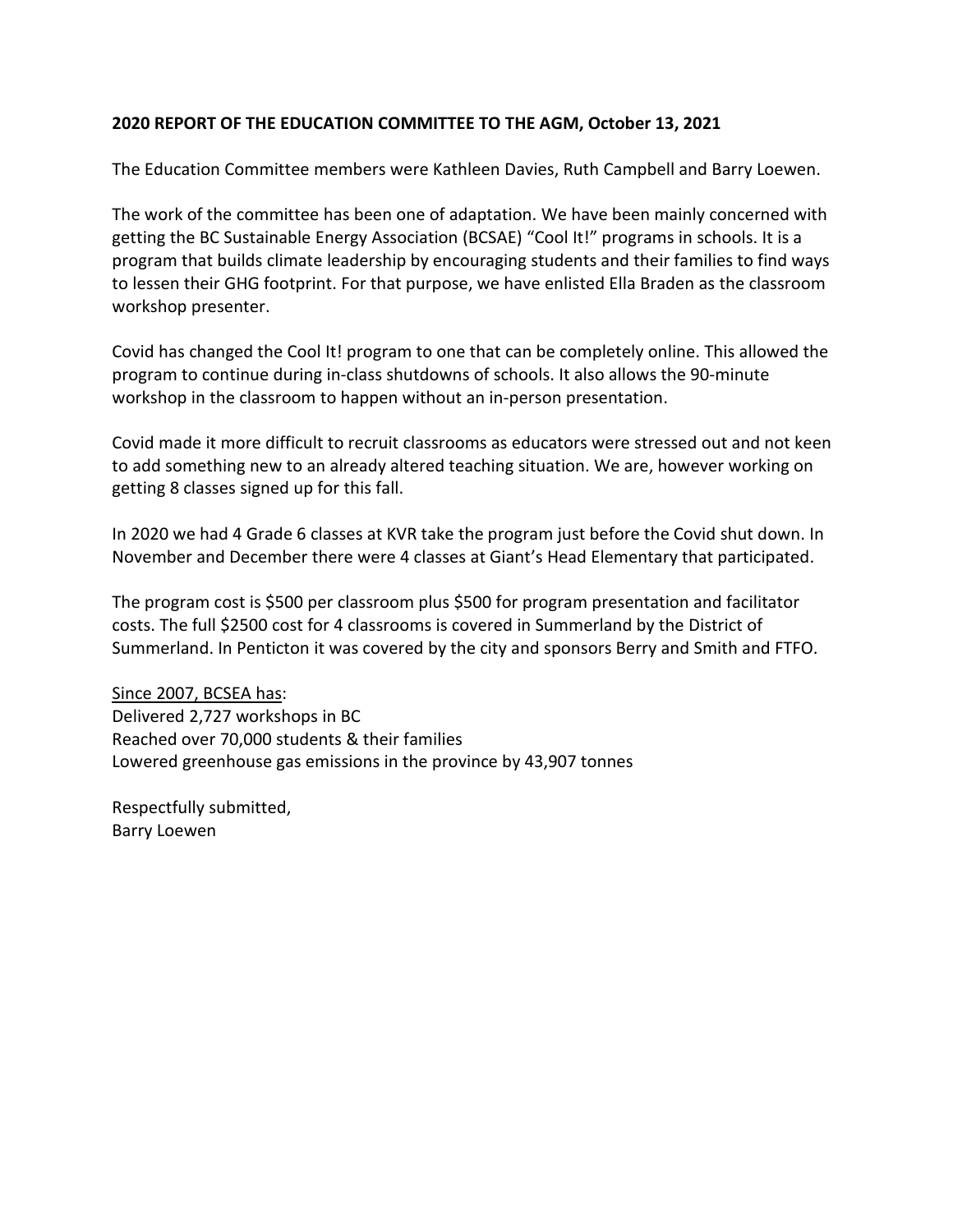**2020 REPORT OF THE EDUCATION COMMITTEE TO THE AGM, October 13, 2021**

The Education Committee members were Kathleen Davies, Ruth Campbell and Barry Loewen.

The work of the committee has been one of adaptation. We have been mainly concerned with getting the BC Sustainable Energy Association (BCSAE) "Cool It!" programs in schools. It is a program that builds climate leadership by encouraging students and their families to find ways to lessen their GHG footprint. For that purpose, we have enlisted Ella Braden as the classroom workshop presenter.

Covid has changed the Cool It! program to one that can be completely online. This allowed the program to continue during in-class shutdowns of schools. It also allows the 90-minute workshop in the classroom to happen without an in-person presentation.

Covid made it more difficult to recruit classrooms as educators were stressed out and not keen to add something new to an already altered teaching situation. We are, however working on getting 8 classes signed up for this fall.

In 2020 we had 4 Grade 6 classes at KVR take the program just before the Covid shut down. In November and December there were 4 classes at Giant's Head Elementary that participated.

The program cost is $500 per classroom plus $500 for program presentation and facilitator costs. The full $2500 cost for 4 classrooms is covered in Summerland by the District of Summerland. In Penticton it was covered by the city and sponsors Berry and Smith and FTFO.

<u>Since 2007, BCSEA has</u>:
Delivered 2,727 workshops in BC
Reached over 70,000 students & their families
Lowered greenhouse gas emissions in the province by 43,907 tonnes

Respectfully submitted,
Barry Loewen